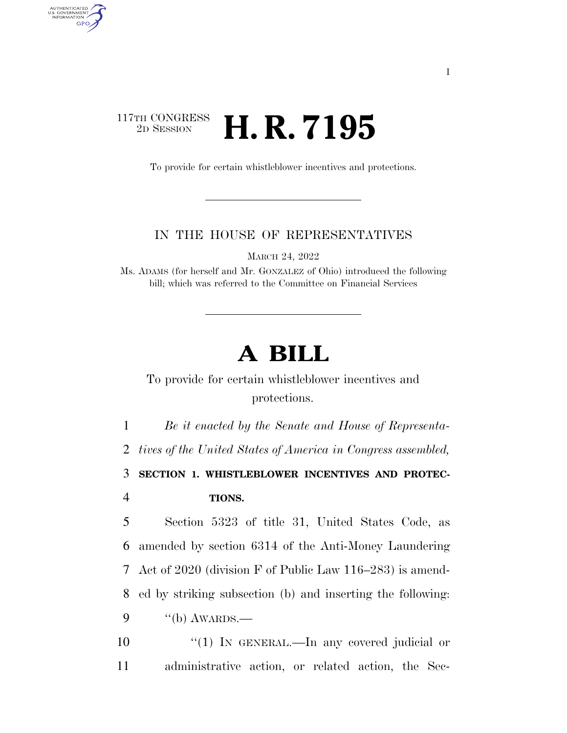117TH CONGRESS
2D SESSION

# H. R. 7195

To provide for certain whistleblower incentives and protections.

IN THE HOUSE OF REPRESENTATIVES

MARCH 24, 2022

Ms. ADAMS (for herself and Mr. GONZALEZ of Ohio) introduced the following bill; which was referred to the Committee on Financial Services

# A BILL

To provide for certain whistleblower incentives and protections.

*Be it enacted by the Senate and House of Representatives of the United States of America in Congress assembled,*

**SECTION 1. WHISTLEBLOWER INCENTIVES AND PROTECTIONS.**

Section 5323 of title 31, United States Code, as amended by section 6314 of the Anti-Money Laundering Act of 2020 (division F of Public Law 116–283) is amended by striking subsection (b) and inserting the following:

"(b) AWARDS.—

"(1) IN GENERAL.—In any covered judicial or administrative action, or related action, the Sec-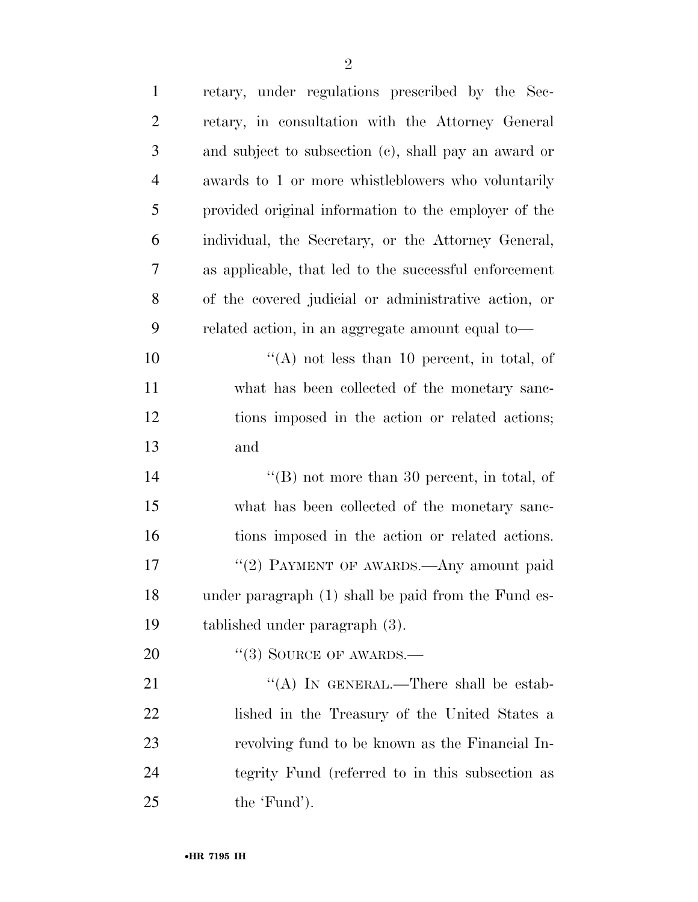retary, under regulations prescribed by the Secretary, in consultation with the Attorney General and subject to subsection (c), shall pay an award or awards to 1 or more whistleblowers who voluntarily provided original information to the employer of the individual, the Secretary, or the Attorney General, as applicable, that led to the successful enforcement of the covered judicial or administrative action, or related action, in an aggregate amount equal to—

''(A) not less than 10 percent, in total, of what has been collected of the monetary sanctions imposed in the action or related actions; and

''(B) not more than 30 percent, in total, of what has been collected of the monetary sanctions imposed in the action or related actions.

''(2) PAYMENT OF AWARDS.—Any amount paid under paragraph (1) shall be paid from the Fund established under paragraph (3).

''(3) SOURCE OF AWARDS.—

''(A) IN GENERAL.—There shall be established in the Treasury of the United States a revolving fund to be known as the Financial Integrity Fund (referred to in this subsection as the 'Fund').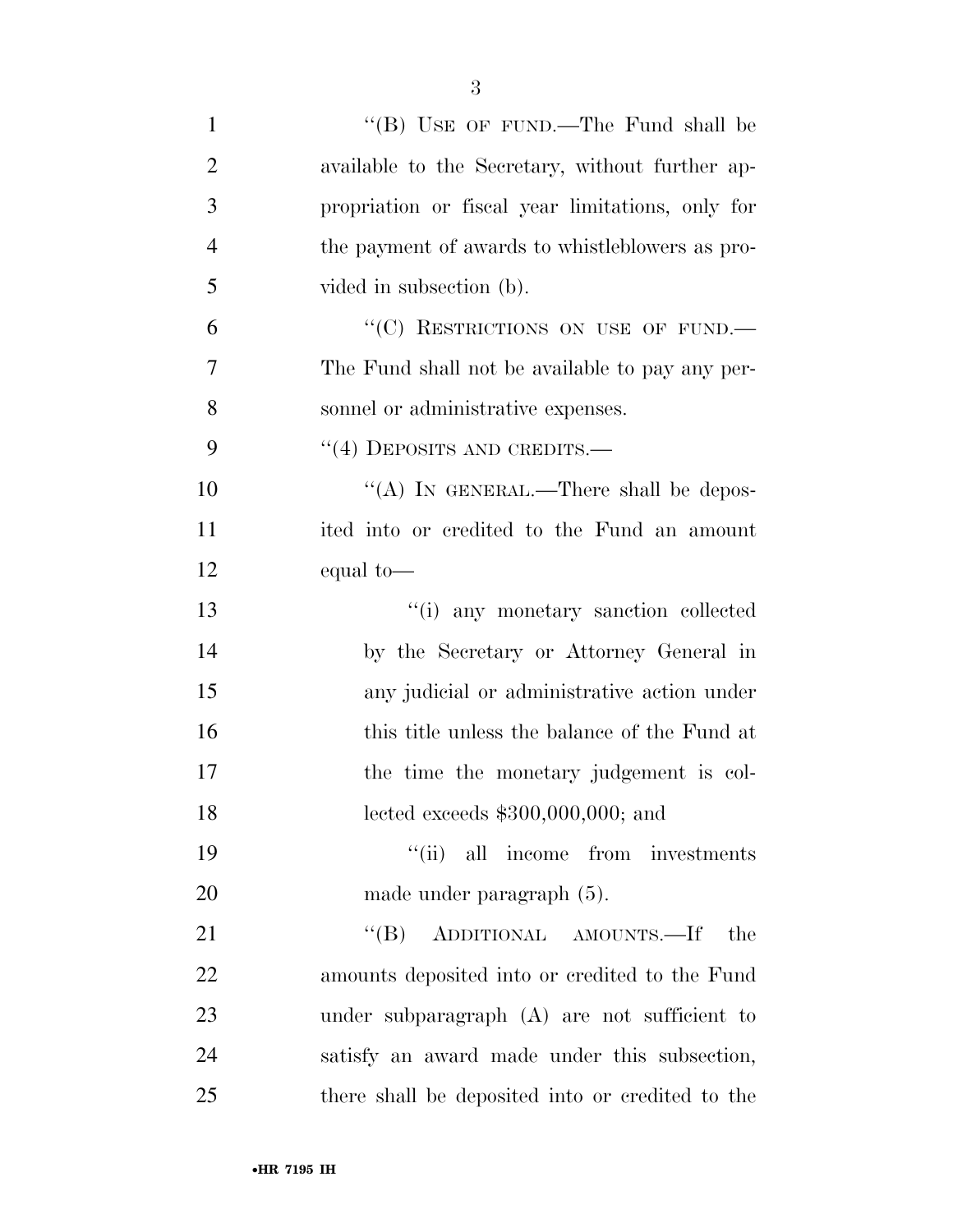"(B) USE OF FUND.—The Fund shall be available to the Secretary, without further appropriation or fiscal year limitations, only for the payment of awards to whistleblowers as provided in subsection (b).

"(C) RESTRICTIONS ON USE OF FUND.—The Fund shall not be available to pay any personnel or administrative expenses.

"(4) DEPOSITS AND CREDITS.—

"(A) IN GENERAL.—There shall be deposited into or credited to the Fund an amount equal to—

"(i) any monetary sanction collected by the Secretary or Attorney General in any judicial or administrative action under this title unless the balance of the Fund at the time the monetary judgement is collected exceeds $300,000,000; and

"(ii) all income from investments made under paragraph (5).

"(B) ADDITIONAL AMOUNTS.—If the amounts deposited into or credited to the Fund under subparagraph (A) are not sufficient to satisfy an award made under this subsection, there shall be deposited into or credited to the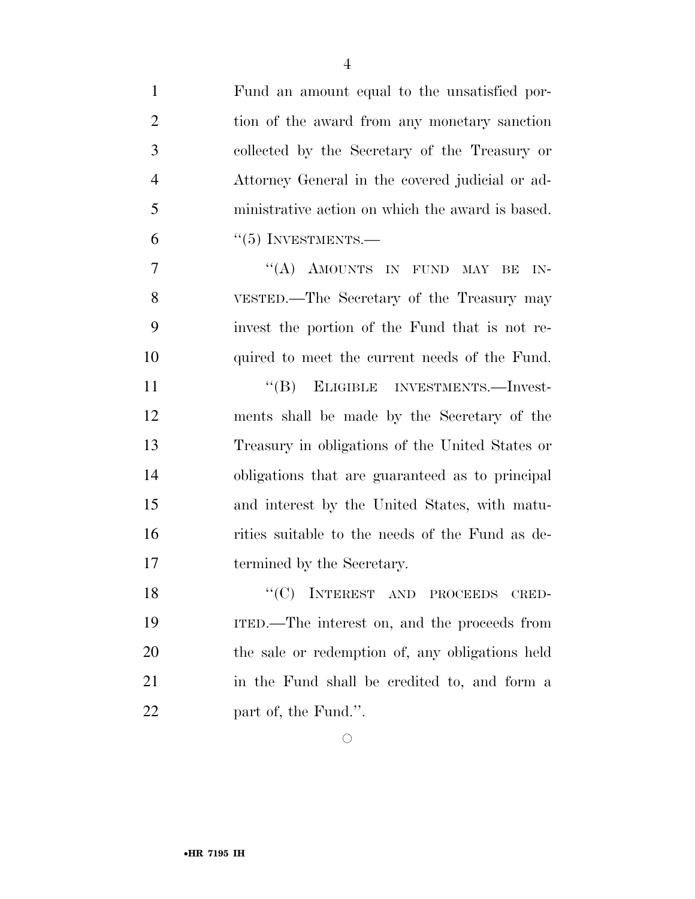Fund an amount equal to the unsatisfied portion of the award from any monetary sanction collected by the Secretary of the Treasury or Attorney General in the covered judicial or administrative action on which the award is based.

"(5) INVESTMENTS.—

"(A) AMOUNTS IN FUND MAY BE INVESTED.—The Secretary of the Treasury may invest the portion of the Fund that is not required to meet the current needs of the Fund.

"(B) ELIGIBLE INVESTMENTS.—Investments shall be made by the Secretary of the Treasury in obligations of the United States or obligations that are guaranteed as to principal and interest by the United States, with maturities suitable to the needs of the Fund as determined by the Secretary.

"(C) INTEREST AND PROCEEDS CREDITED.—The interest on, and the proceeds from the sale or redemption of, any obligations held in the Fund shall be credited to, and form a part of, the Fund.".

○